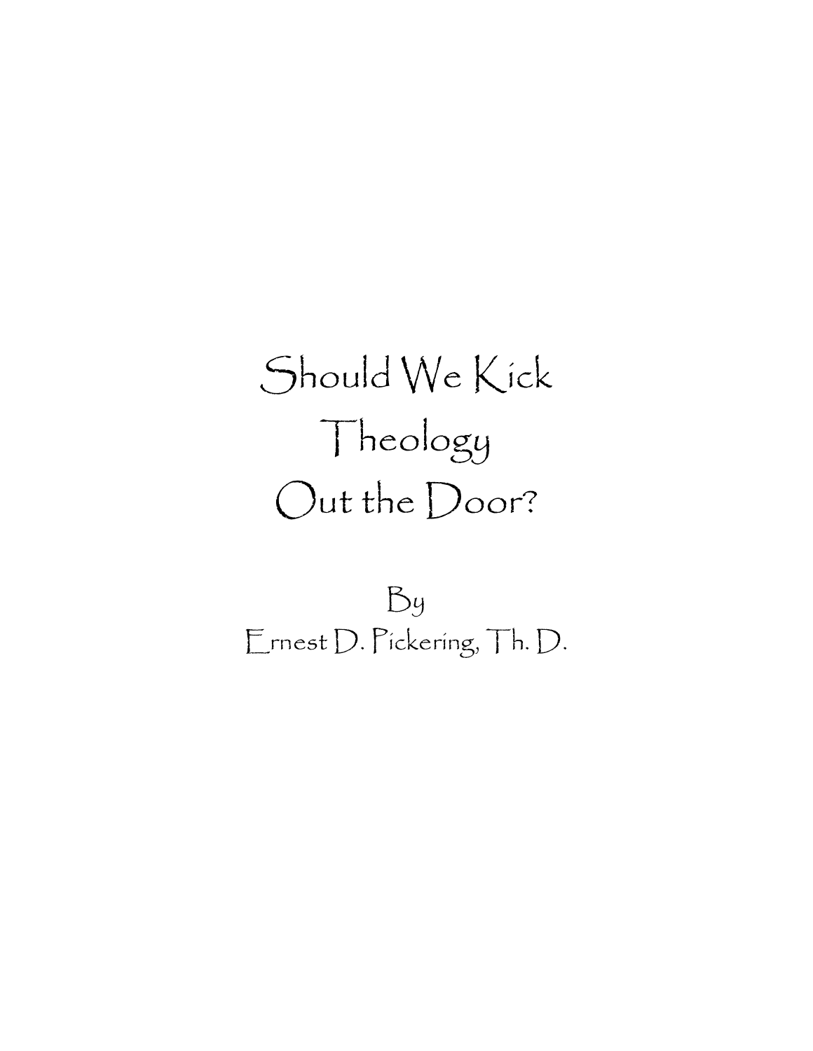# Should We Kick Theology Out the Door?

By

Ernest D. Pickering, Th. D.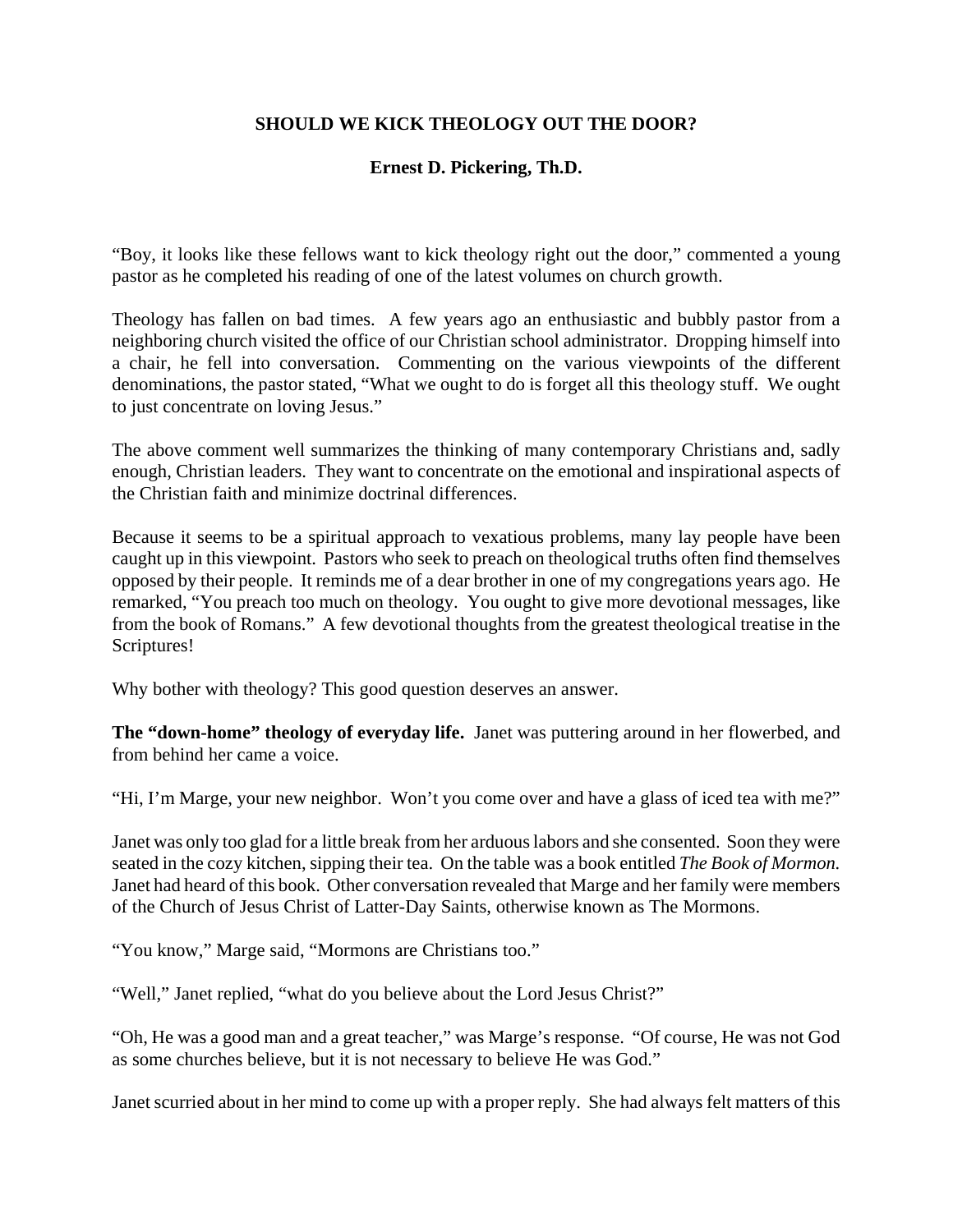**SHOULD WE KICK THEOLOGY OUT THE DOOR?**

**Ernest D. Pickering, Th.D.**

"Boy, it looks like these fellows want to kick theology right out the door," commented a young pastor as he completed his reading of one of the latest volumes on church growth.

Theology has fallen on bad times. A few years ago an enthusiastic and bubbly pastor from a neighboring church visited the office of our Christian school administrator. Dropping himself into a chair, he fell into conversation. Commenting on the various viewpoints of the different denominations, the pastor stated, "What we ought to do is forget all this theology stuff. We ought to just concentrate on loving Jesus."

The above comment well summarizes the thinking of many contemporary Christians and, sadly enough, Christian leaders. They want to concentrate on the emotional and inspirational aspects of the Christian faith and minimize doctrinal differences.

Because it seems to be a spiritual approach to vexatious problems, many lay people have been caught up in this viewpoint. Pastors who seek to preach on theological truths often find themselves opposed by their people. It reminds me of a dear brother in one of my congregations years ago. He remarked, "You preach too much on theology. You ought to give more devotional messages, like from the book of Romans." A few devotional thoughts from the greatest theological treatise in the Scriptures!

Why bother with theology? This good question deserves an answer.

**The "down-home" theology of everyday life.** Janet was puttering around in her flowerbed, and from behind her came a voice.

"Hi, I'm Marge, your new neighbor. Won't you come over and have a glass of iced tea with me?"

Janet was only too glad for a little break from her arduous labors and she consented. Soon they were seated in the cozy kitchen, sipping their tea. On the table was a book entitled *The Book of Mormon.* Janet had heard of this book. Other conversation revealed that Marge and her family were members of the Church of Jesus Christ of Latter-Day Saints, otherwise known as The Mormons.

"You know," Marge said, "Mormons are Christians too."

"Well," Janet replied, "what do you believe about the Lord Jesus Christ?"

"Oh, He was a good man and a great teacher," was Marge's response. "Of course, He was not God as some churches believe, but it is not necessary to believe He was God."

Janet scurried about in her mind to come up with a proper reply. She had always felt matters of this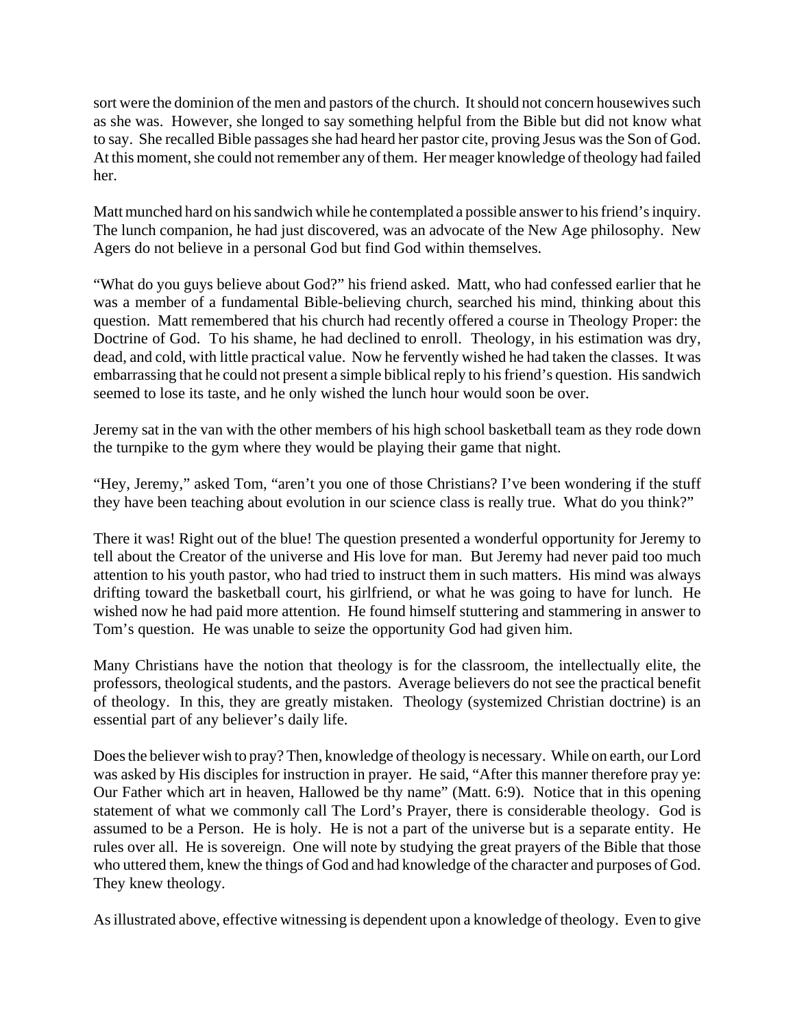sort were the dominion of the men and pastors of the church. It should not concern housewives such as she was. However, she longed to say something helpful from the Bible but did not know what to say. She recalled Bible passages she had heard her pastor cite, proving Jesus was the Son of God. At this moment, she could not remember any of them. Her meager knowledge of theology had failed her.

Matt munched hard on his sandwich while he contemplated a possible answer to his friend's inquiry. The lunch companion, he had just discovered, was an advocate of the New Age philosophy. New Agers do not believe in a personal God but find God within themselves.

"What do you guys believe about God?" his friend asked. Matt, who had confessed earlier that he was a member of a fundamental Bible-believing church, searched his mind, thinking about this question. Matt remembered that his church had recently offered a course in Theology Proper: the Doctrine of God. To his shame, he had declined to enroll. Theology, in his estimation was dry, dead, and cold, with little practical value. Now he fervently wished he had taken the classes. It was embarrassing that he could not present a simple biblical reply to his friend's question. His sandwich seemed to lose its taste, and he only wished the lunch hour would soon be over.

Jeremy sat in the van with the other members of his high school basketball team as they rode down the turnpike to the gym where they would be playing their game that night.

"Hey, Jeremy," asked Tom, "aren't you one of those Christians? I've been wondering if the stuff they have been teaching about evolution in our science class is really true. What do you think?"

There it was! Right out of the blue! The question presented a wonderful opportunity for Jeremy to tell about the Creator of the universe and His love for man. But Jeremy had never paid too much attention to his youth pastor, who had tried to instruct them in such matters. His mind was always drifting toward the basketball court, his girlfriend, or what he was going to have for lunch. He wished now he had paid more attention. He found himself stuttering and stammering in answer to Tom's question. He was unable to seize the opportunity God had given him.

Many Christians have the notion that theology is for the classroom, the intellectually elite, the professors, theological students, and the pastors. Average believers do not see the practical benefit of theology. In this, they are greatly mistaken. Theology (systemized Christian doctrine) is an essential part of any believer's daily life.

Does the believer wish to pray? Then, knowledge of theology is necessary. While on earth, our Lord was asked by His disciples for instruction in prayer. He said, "After this manner therefore pray ye: Our Father which art in heaven, Hallowed be thy name" (Matt. 6:9). Notice that in this opening statement of what we commonly call The Lord's Prayer, there is considerable theology. God is assumed to be a Person. He is holy. He is not a part of the universe but is a separate entity. He rules over all. He is sovereign. One will note by studying the great prayers of the Bible that those who uttered them, knew the things of God and had knowledge of the character and purposes of God. They knew theology.

As illustrated above, effective witnessing is dependent upon a knowledge of theology. Even to give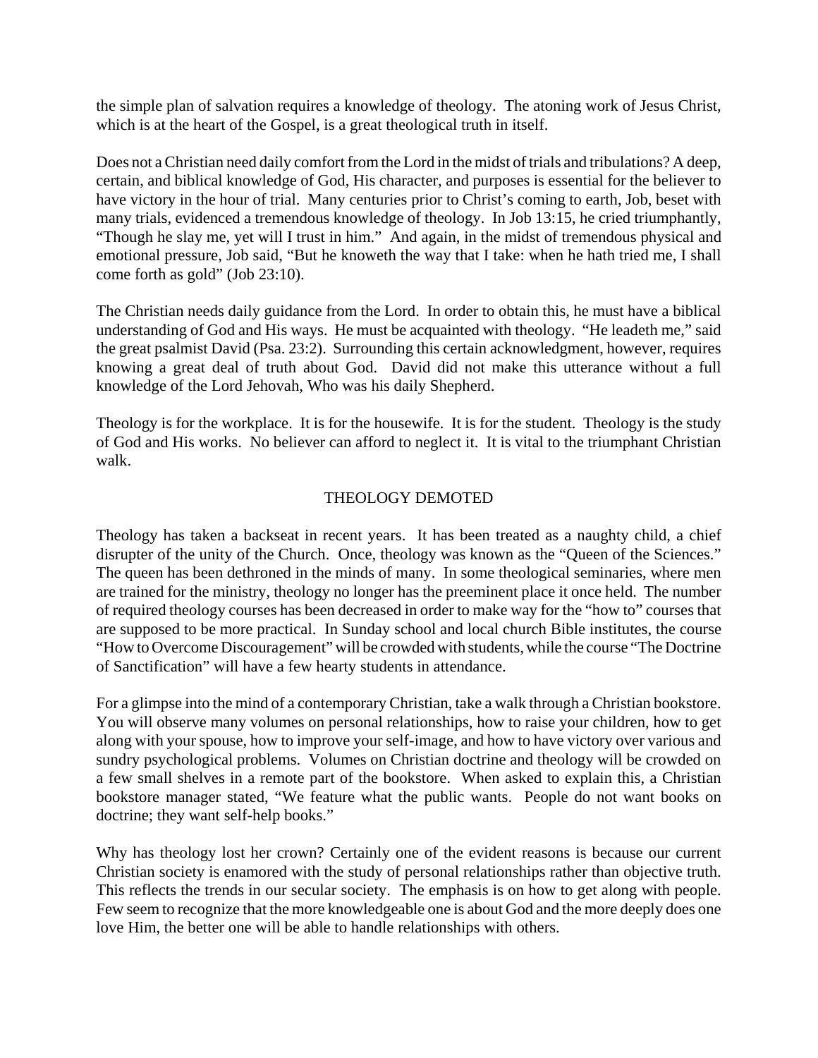the simple plan of salvation requires a knowledge of theology. The atoning work of Jesus Christ, which is at the heart of the Gospel, is a great theological truth in itself.

Does not a Christian need daily comfort from the Lord in the midst of trials and tribulations? A deep, certain, and biblical knowledge of God, His character, and purposes is essential for the believer to have victory in the hour of trial. Many centuries prior to Christ's coming to earth, Job, beset with many trials, evidenced a tremendous knowledge of theology. In Job 13:15, he cried triumphantly, "Though he slay me, yet will I trust in him." And again, in the midst of tremendous physical and emotional pressure, Job said, "But he knoweth the way that I take: when he hath tried me, I shall come forth as gold" (Job 23:10).

The Christian needs daily guidance from the Lord. In order to obtain this, he must have a biblical understanding of God and His ways. He must be acquainted with theology. "He leadeth me," said the great psalmist David (Psa. 23:2). Surrounding this certain acknowledgment, however, requires knowing a great deal of truth about God. David did not make this utterance without a full knowledge of the Lord Jehovah, Who was his daily Shepherd.

Theology is for the workplace. It is for the housewife. It is for the student. Theology is the study of God and His works. No believer can afford to neglect it. It is vital to the triumphant Christian walk.

## THEOLOGY DEMOTED

Theology has taken a backseat in recent years. It has been treated as a naughty child, a chief disrupter of the unity of the Church. Once, theology was known as the "Queen of the Sciences." The queen has been dethroned in the minds of many. In some theological seminaries, where men are trained for the ministry, theology no longer has the preeminent place it once held. The number of required theology courses has been decreased in order to make way for the "how to" courses that are supposed to be more practical. In Sunday school and local church Bible institutes, the course "How to Overcome Discouragement" will be crowded with students, while the course "The Doctrine of Sanctification" will have a few hearty students in attendance.

For a glimpse into the mind of a contemporary Christian, take a walk through a Christian bookstore. You will observe many volumes on personal relationships, how to raise your children, how to get along with your spouse, how to improve your self-image, and how to have victory over various and sundry psychological problems. Volumes on Christian doctrine and theology will be crowded on a few small shelves in a remote part of the bookstore. When asked to explain this, a Christian bookstore manager stated, "We feature what the public wants. People do not want books on doctrine; they want self-help books."

Why has theology lost her crown? Certainly one of the evident reasons is because our current Christian society is enamored with the study of personal relationships rather than objective truth. This reflects the trends in our secular society. The emphasis is on how to get along with people. Few seem to recognize that the more knowledgeable one is about God and the more deeply does one love Him, the better one will be able to handle relationships with others.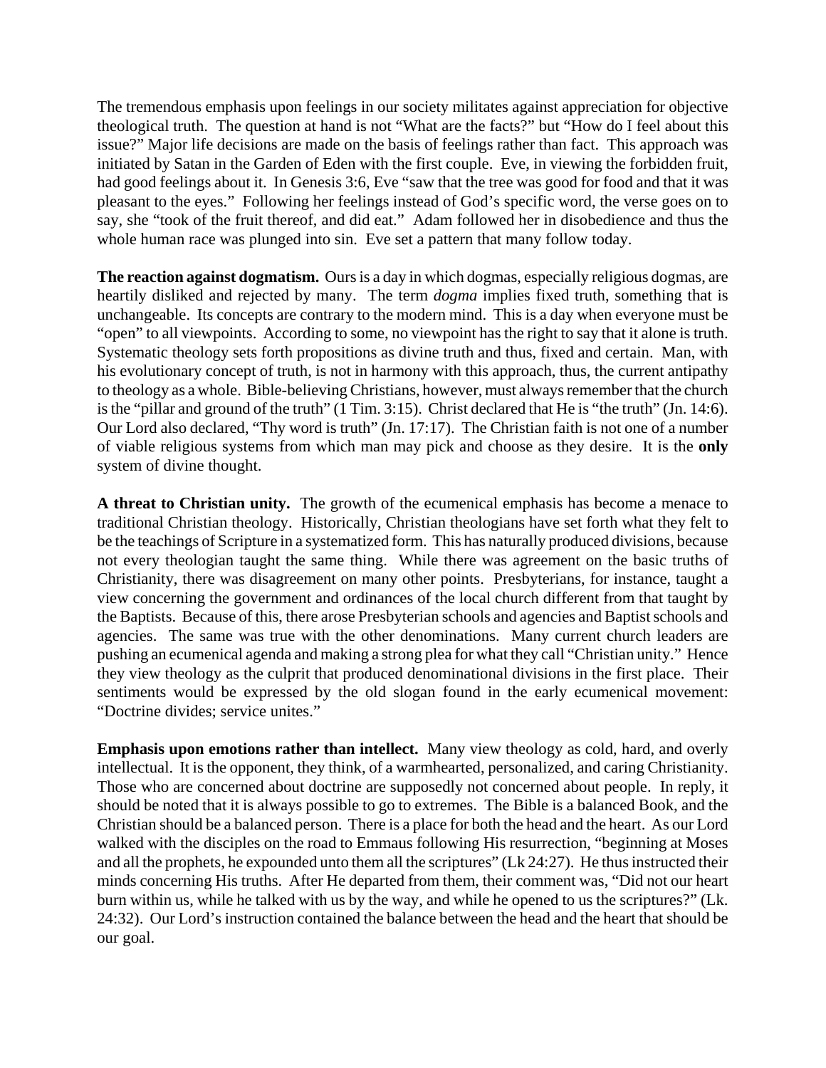The tremendous emphasis upon feelings in our society militates against appreciation for objective theological truth. The question at hand is not "What are the facts?" but "How do I feel about this issue?" Major life decisions are made on the basis of feelings rather than fact. This approach was initiated by Satan in the Garden of Eden with the first couple. Eve, in viewing the forbidden fruit, had good feelings about it. In Genesis 3:6, Eve "saw that the tree was good for food and that it was pleasant to the eyes." Following her feelings instead of God's specific word, the verse goes on to say, she "took of the fruit thereof, and did eat." Adam followed her in disobedience and thus the whole human race was plunged into sin. Eve set a pattern that many follow today.

**The reaction against dogmatism.** Ours is a day in which dogmas, especially religious dogmas, are heartily disliked and rejected by many. The term *dogma* implies fixed truth, something that is unchangeable. Its concepts are contrary to the modern mind. This is a day when everyone must be "open" to all viewpoints. According to some, no viewpoint has the right to say that it alone is truth. Systematic theology sets forth propositions as divine truth and thus, fixed and certain. Man, with his evolutionary concept of truth, is not in harmony with this approach, thus, the current antipathy to theology as a whole. Bible-believing Christians, however, must always remember that the church is the "pillar and ground of the truth" (1 Tim. 3:15). Christ declared that He is "the truth" (Jn. 14:6). Our Lord also declared, "Thy word is truth" (Jn. 17:17). The Christian faith is not one of a number of viable religious systems from which man may pick and choose as they desire. It is the **only** system of divine thought.

**A threat to Christian unity.** The growth of the ecumenical emphasis has become a menace to traditional Christian theology. Historically, Christian theologians have set forth what they felt to be the teachings of Scripture in a systematized form. This has naturally produced divisions, because not every theologian taught the same thing. While there was agreement on the basic truths of Christianity, there was disagreement on many other points. Presbyterians, for instance, taught a view concerning the government and ordinances of the local church different from that taught by the Baptists. Because of this, there arose Presbyterian schools and agencies and Baptist schools and agencies. The same was true with the other denominations. Many current church leaders are pushing an ecumenical agenda and making a strong plea for what they call "Christian unity." Hence they view theology as the culprit that produced denominational divisions in the first place. Their sentiments would be expressed by the old slogan found in the early ecumenical movement: "Doctrine divides; service unites."

**Emphasis upon emotions rather than intellect.** Many view theology as cold, hard, and overly intellectual. It is the opponent, they think, of a warmhearted, personalized, and caring Christianity. Those who are concerned about doctrine are supposedly not concerned about people. In reply, it should be noted that it is always possible to go to extremes. The Bible is a balanced Book, and the Christian should be a balanced person. There is a place for both the head and the heart. As our Lord walked with the disciples on the road to Emmaus following His resurrection, "beginning at Moses and all the prophets, he expounded unto them all the scriptures" (Lk 24:27). He thus instructed their minds concerning His truths. After He departed from them, their comment was, "Did not our heart burn within us, while he talked with us by the way, and while he opened to us the scriptures?" (Lk. 24:32). Our Lord's instruction contained the balance between the head and the heart that should be our goal.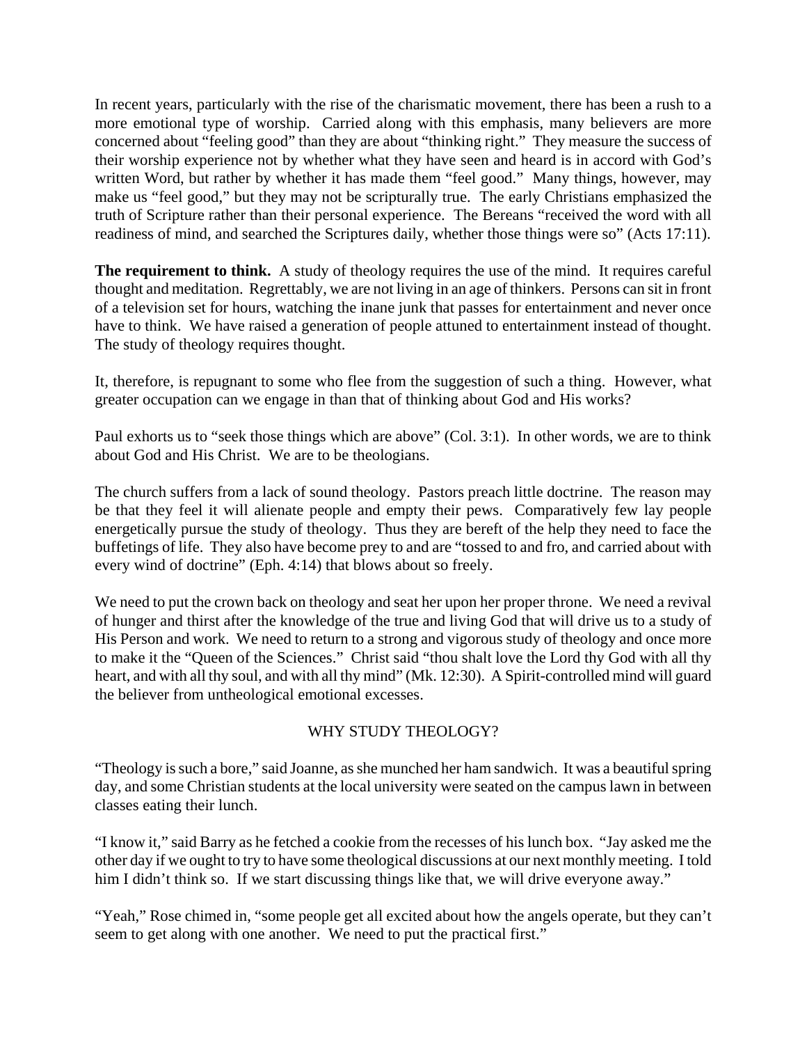In recent years, particularly with the rise of the charismatic movement, there has been a rush to a more emotional type of worship. Carried along with this emphasis, many believers are more concerned about "feeling good" than they are about "thinking right." They measure the success of their worship experience not by whether what they have seen and heard is in accord with God's written Word, but rather by whether it has made them "feel good." Many things, however, may make us "feel good," but they may not be scripturally true. The early Christians emphasized the truth of Scripture rather than their personal experience. The Bereans "received the word with all readiness of mind, and searched the Scriptures daily, whether those things were so" (Acts 17:11).

**The requirement to think.** A study of theology requires the use of the mind. It requires careful thought and meditation. Regrettably, we are not living in an age of thinkers. Persons can sit in front of a television set for hours, watching the inane junk that passes for entertainment and never once have to think. We have raised a generation of people attuned to entertainment instead of thought. The study of theology requires thought.

It, therefore, is repugnant to some who flee from the suggestion of such a thing. However, what greater occupation can we engage in than that of thinking about God and His works?

Paul exhorts us to "seek those things which are above" (Col. 3:1). In other words, we are to think about God and His Christ. We are to be theologians.

The church suffers from a lack of sound theology. Pastors preach little doctrine. The reason may be that they feel it will alienate people and empty their pews. Comparatively few lay people energetically pursue the study of theology. Thus they are bereft of the help they need to face the buffetings of life. They also have become prey to and are "tossed to and fro, and carried about with every wind of doctrine" (Eph. 4:14) that blows about so freely.

We need to put the crown back on theology and seat her upon her proper throne. We need a revival of hunger and thirst after the knowledge of the true and living God that will drive us to a study of His Person and work. We need to return to a strong and vigorous study of theology and once more to make it the "Queen of the Sciences." Christ said "thou shalt love the Lord thy God with all thy heart, and with all thy soul, and with all thy mind" (Mk. 12:30). A Spirit-controlled mind will guard the believer from untheological emotional excesses.

## WHY STUDY THEOLOGY?

"Theology is such a bore," said Joanne, as she munched her ham sandwich. It was a beautiful spring day, and some Christian students at the local university were seated on the campus lawn in between classes eating their lunch.

"I know it," said Barry as he fetched a cookie from the recesses of his lunch box. "Jay asked me the other day if we ought to try to have some theological discussions at our next monthly meeting. I told him I didn't think so. If we start discussing things like that, we will drive everyone away."

"Yeah," Rose chimed in, "some people get all excited about how the angels operate, but they can't seem to get along with one another. We need to put the practical first."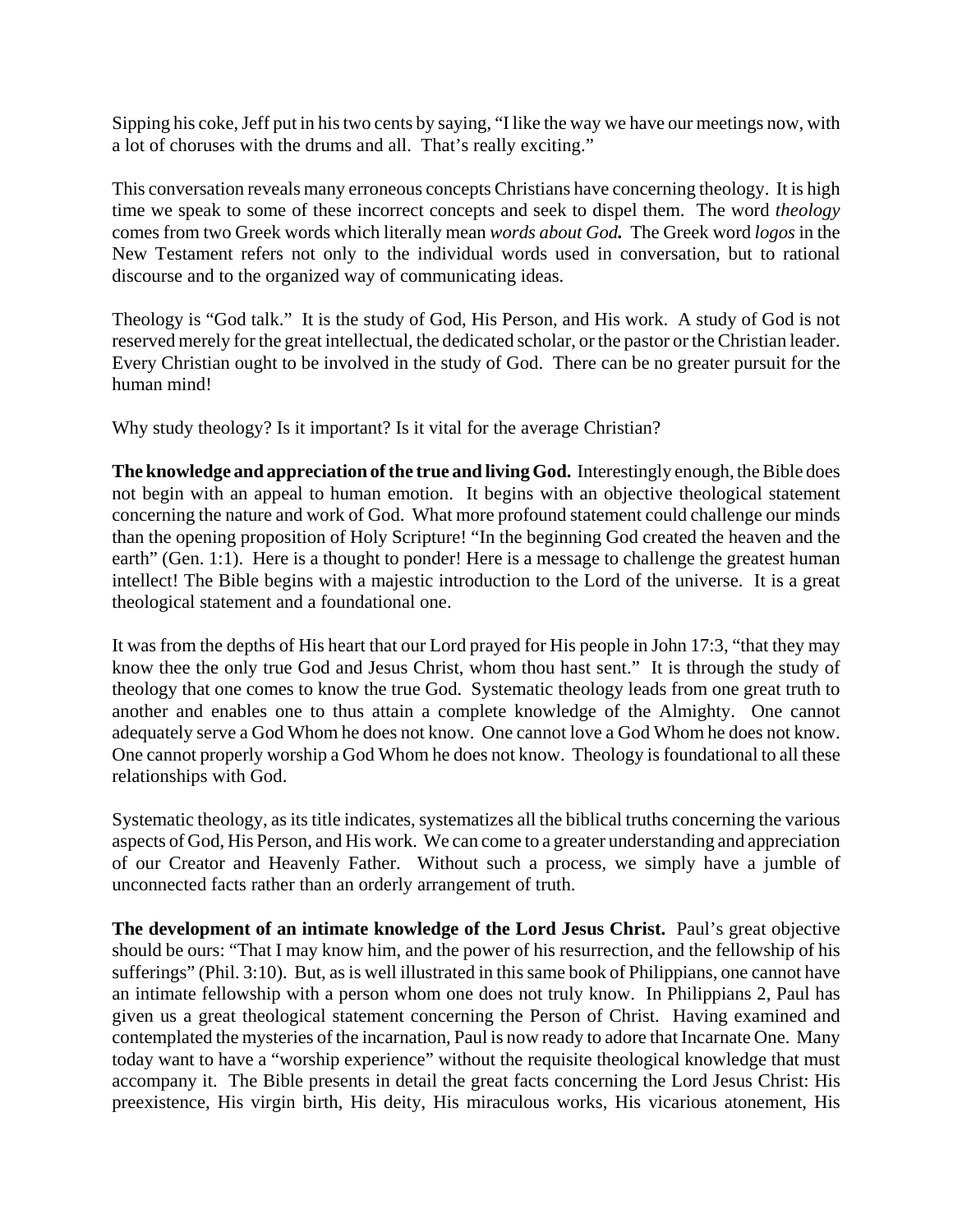Sipping his coke, Jeff put in his two cents by saying, "I like the way we have our meetings now, with a lot of choruses with the drums and all. That's really exciting."

This conversation reveals many erroneous concepts Christians have concerning theology. It is high time we speak to some of these incorrect concepts and seek to dispel them. The word *theology* comes from two Greek words which literally mean ***words about God.*** The Greek word *logos* in the New Testament refers not only to the individual words used in conversation, but to rational discourse and to the organized way of communicating ideas.

Theology is "God talk." It is the study of God, His Person, and His work. A study of God is not reserved merely for the great intellectual, the dedicated scholar, or the pastor or the Christian leader. Every Christian ought to be involved in the study of God. There can be no greater pursuit for the human mind!

Why study theology? Is it important? Is it vital for the average Christian?

**The knowledge and appreciation of the true and living God.** Interestingly enough, the Bible does not begin with an appeal to human emotion. It begins with an objective theological statement concerning the nature and work of God. What more profound statement could challenge our minds than the opening proposition of Holy Scripture! "In the beginning God created the heaven and the earth" (Gen. 1:1). Here is a thought to ponder! Here is a message to challenge the greatest human intellect! The Bible begins with a majestic introduction to the Lord of the universe. It is a great theological statement and a foundational one.

It was from the depths of His heart that our Lord prayed for His people in John 17:3, "that they may know thee the only true God and Jesus Christ, whom thou hast sent." It is through the study of theology that one comes to know the true God. Systematic theology leads from one great truth to another and enables one to thus attain a complete knowledge of the Almighty. One cannot adequately serve a God Whom he does not know. One cannot love a God Whom he does not know. One cannot properly worship a God Whom he does not know. Theology is foundational to all these relationships with God.

Systematic theology, as its title indicates, systematizes all the biblical truths concerning the various aspects of God, His Person, and His work. We can come to a greater understanding and appreciation of our Creator and Heavenly Father. Without such a process, we simply have a jumble of unconnected facts rather than an orderly arrangement of truth.

**The development of an intimate knowledge of the Lord Jesus Christ.** Paul's great objective should be ours: "That I may know him, and the power of his resurrection, and the fellowship of his sufferings" (Phil. 3:10). But, as is well illustrated in this same book of Philippians, one cannot have an intimate fellowship with a person whom one does not truly know. In Philippians 2, Paul has given us a great theological statement concerning the Person of Christ. Having examined and contemplated the mysteries of the incarnation, Paul is now ready to adore that Incarnate One. Many today want to have a "worship experience" without the requisite theological knowledge that must accompany it. The Bible presents in detail the great facts concerning the Lord Jesus Christ: His preexistence, His virgin birth, His deity, His miraculous works, His vicarious atonement, His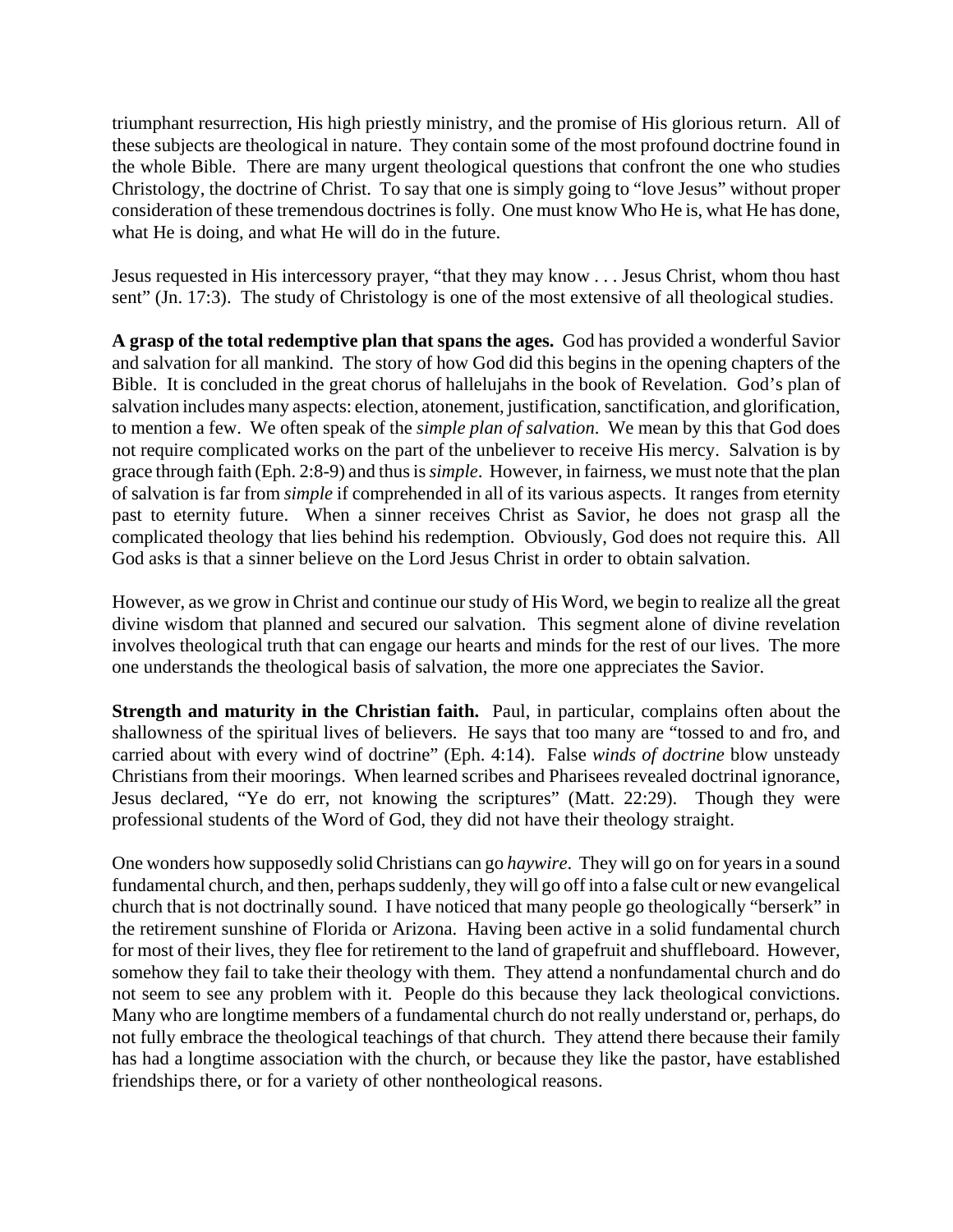triumphant resurrection, His high priestly ministry, and the promise of His glorious return. All of these subjects are theological in nature. They contain some of the most profound doctrine found in the whole Bible. There are many urgent theological questions that confront the one who studies Christology, the doctrine of Christ. To say that one is simply going to "love Jesus" without proper consideration of these tremendous doctrines is folly. One must know Who He is, what He has done, what He is doing, and what He will do in the future.

Jesus requested in His intercessory prayer, "that they may know . . . Jesus Christ, whom thou hast sent" (Jn. 17:3). The study of Christology is one of the most extensive of all theological studies.

**A grasp of the total redemptive plan that spans the ages.** God has provided a wonderful Savior and salvation for all mankind. The story of how God did this begins in the opening chapters of the Bible. It is concluded in the great chorus of hallelujahs in the book of Revelation. God's plan of salvation includes many aspects: election, atonement, justification, sanctification, and glorification, to mention a few. We often speak of the *simple plan of salvation*. We mean by this that God does not require complicated works on the part of the unbeliever to receive His mercy. Salvation is by grace through faith (Eph. 2:8-9) and thus is *simple*. However, in fairness, we must note that the plan of salvation is far from *simple* if comprehended in all of its various aspects. It ranges from eternity past to eternity future. When a sinner receives Christ as Savior, he does not grasp all the complicated theology that lies behind his redemption. Obviously, God does not require this. All God asks is that a sinner believe on the Lord Jesus Christ in order to obtain salvation.

However, as we grow in Christ and continue our study of His Word, we begin to realize all the great divine wisdom that planned and secured our salvation. This segment alone of divine revelation involves theological truth that can engage our hearts and minds for the rest of our lives. The more one understands the theological basis of salvation, the more one appreciates the Savior.

**Strength and maturity in the Christian faith.** Paul, in particular, complains often about the shallowness of the spiritual lives of believers. He says that too many are "tossed to and fro, and carried about with every wind of doctrine" (Eph. 4:14). False *winds of doctrine* blow unsteady Christians from their moorings. When learned scribes and Pharisees revealed doctrinal ignorance, Jesus declared, "Ye do err, not knowing the scriptures" (Matt. 22:29). Though they were professional students of the Word of God, they did not have their theology straight.

One wonders how supposedly solid Christians can go *haywire*. They will go on for years in a sound fundamental church, and then, perhaps suddenly, they will go off into a false cult or new evangelical church that is not doctrinally sound. I have noticed that many people go theologically "berserk" in the retirement sunshine of Florida or Arizona. Having been active in a solid fundamental church for most of their lives, they flee for retirement to the land of grapefruit and shuffleboard. However, somehow they fail to take their theology with them. They attend a nonfundamental church and do not seem to see any problem with it. People do this because they lack theological convictions. Many who are longtime members of a fundamental church do not really understand or, perhaps, do not fully embrace the theological teachings of that church. They attend there because their family has had a longtime association with the church, or because they like the pastor, have established friendships there, or for a variety of other nontheological reasons.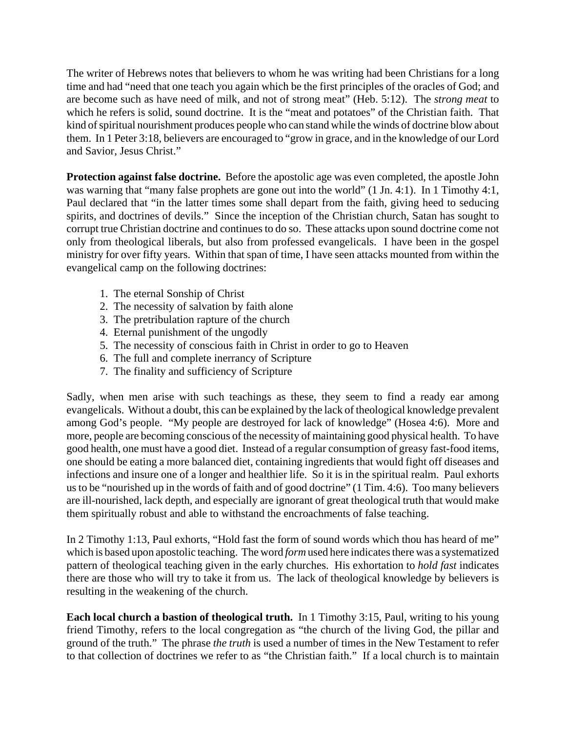The writer of Hebrews notes that believers to whom he was writing had been Christians for a long time and had "need that one teach you again which be the first principles of the oracles of God; and are become such as have need of milk, and not of strong meat" (Heb. 5:12). The *strong meat* to which he refers is solid, sound doctrine. It is the "meat and potatoes" of the Christian faith. That kind of spiritual nourishment produces people who can stand while the winds of doctrine blow about them. In 1 Peter 3:18, believers are encouraged to "grow in grace, and in the knowledge of our Lord and Savior, Jesus Christ."

**Protection against false doctrine.** Before the apostolic age was even completed, the apostle John was warning that "many false prophets are gone out into the world" (1 Jn. 4:1). In 1 Timothy 4:1, Paul declared that "in the latter times some shall depart from the faith, giving heed to seducing spirits, and doctrines of devils." Since the inception of the Christian church, Satan has sought to corrupt true Christian doctrine and continues to do so. These attacks upon sound doctrine come not only from theological liberals, but also from professed evangelicals. I have been in the gospel ministry for over fifty years. Within that span of time, I have seen attacks mounted from within the evangelical camp on the following doctrines:

1. The eternal Sonship of Christ
2. The necessity of salvation by faith alone
3. The pretribulation rapture of the church
4. Eternal punishment of the ungodly
5. The necessity of conscious faith in Christ in order to go to Heaven
6. The full and complete inerrancy of Scripture
7. The finality and sufficiency of Scripture

Sadly, when men arise with such teachings as these, they seem to find a ready ear among evangelicals. Without a doubt, this can be explained by the lack of theological knowledge prevalent among God's people. "My people are destroyed for lack of knowledge" (Hosea 4:6). More and more, people are becoming conscious of the necessity of maintaining good physical health. To have good health, one must have a good diet. Instead of a regular consumption of greasy fast-food items, one should be eating a more balanced diet, containing ingredients that would fight off diseases and infections and insure one of a longer and healthier life. So it is in the spiritual realm. Paul exhorts us to be "nourished up in the words of faith and of good doctrine" (1 Tim. 4:6). Too many believers are ill-nourished, lack depth, and especially are ignorant of great theological truth that would make them spiritually robust and able to withstand the encroachments of false teaching.

In 2 Timothy 1:13, Paul exhorts, "Hold fast the form of sound words which thou has heard of me" which is based upon apostolic teaching. The word *form* used here indicates there was a systematized pattern of theological teaching given in the early churches. His exhortation to *hold fast* indicates there are those who will try to take it from us. The lack of theological knowledge by believers is resulting in the weakening of the church.

**Each local church a bastion of theological truth.** In 1 Timothy 3:15, Paul, writing to his young friend Timothy, refers to the local congregation as "the church of the living God, the pillar and ground of the truth." The phrase *the truth* is used a number of times in the New Testament to refer to that collection of doctrines we refer to as "the Christian faith." If a local church is to maintain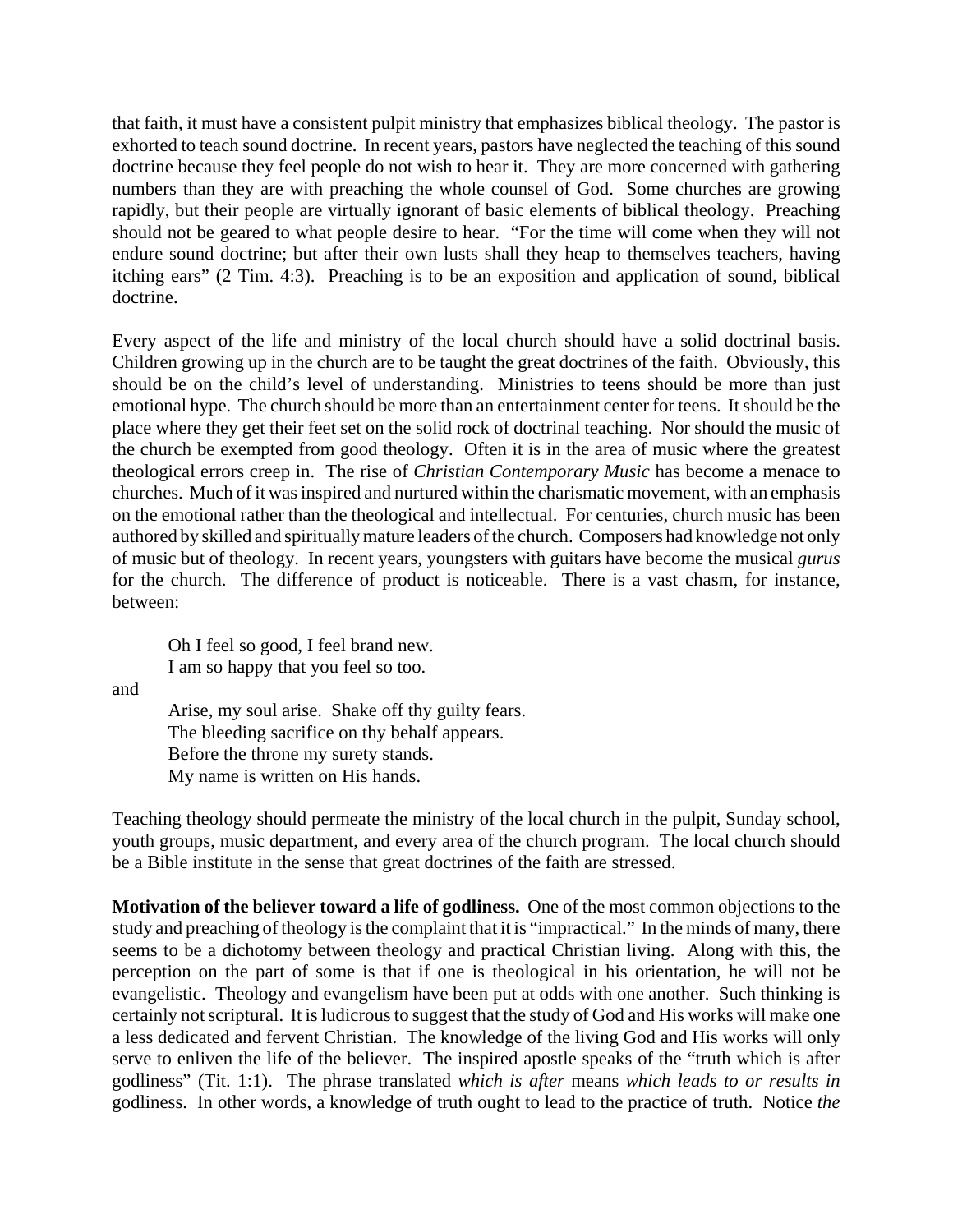that faith, it must have a consistent pulpit ministry that emphasizes biblical theology. The pastor is exhorted to teach sound doctrine. In recent years, pastors have neglected the teaching of this sound doctrine because they feel people do not wish to hear it. They are more concerned with gathering numbers than they are with preaching the whole counsel of God. Some churches are growing rapidly, but their people are virtually ignorant of basic elements of biblical theology. Preaching should not be geared to what people desire to hear. "For the time will come when they will not endure sound doctrine; but after their own lusts shall they heap to themselves teachers, having itching ears" (2 Tim. 4:3). Preaching is to be an exposition and application of sound, biblical doctrine.

Every aspect of the life and ministry of the local church should have a solid doctrinal basis. Children growing up in the church are to be taught the great doctrines of the faith. Obviously, this should be on the child's level of understanding. Ministries to teens should be more than just emotional hype. The church should be more than an entertainment center for teens. It should be the place where they get their feet set on the solid rock of doctrinal teaching. Nor should the music of the church be exempted from good theology. Often it is in the area of music where the greatest theological errors creep in. The rise of *Christian Contemporary Music* has become a menace to churches. Much of it was inspired and nurtured within the charismatic movement, with an emphasis on the emotional rather than the theological and intellectual. For centuries, church music has been authored by skilled and spiritually mature leaders of the church. Composers had knowledge not only of music but of theology. In recent years, youngsters with guitars have become the musical *gurus* for the church. The difference of product is noticeable. There is a vast chasm, for instance, between:

> Oh I feel so good, I feel brand new.
> I am so happy that you feel so too.

and

> Arise, my soul arise. Shake off thy guilty fears.
> The bleeding sacrifice on thy behalf appears.
> Before the throne my surety stands.
> My name is written on His hands.

Teaching theology should permeate the ministry of the local church in the pulpit, Sunday school, youth groups, music department, and every area of the church program. The local church should be a Bible institute in the sense that great doctrines of the faith are stressed.

**Motivation of the believer toward a life of godliness.** One of the most common objections to the study and preaching of theology is the complaint that it is "impractical." In the minds of many, there seems to be a dichotomy between theology and practical Christian living. Along with this, the perception on the part of some is that if one is theological in his orientation, he will not be evangelistic. Theology and evangelism have been put at odds with one another. Such thinking is certainly not scriptural. It is ludicrous to suggest that the study of God and His works will make one a less dedicated and fervent Christian. The knowledge of the living God and His works will only serve to enliven the life of the believer. The inspired apostle speaks of the "truth which is after godliness" (Tit. 1:1). The phrase translated *which is after* means *which leads to or results in* godliness. In other words, a knowledge of truth ought to lead to the practice of truth. Notice *the*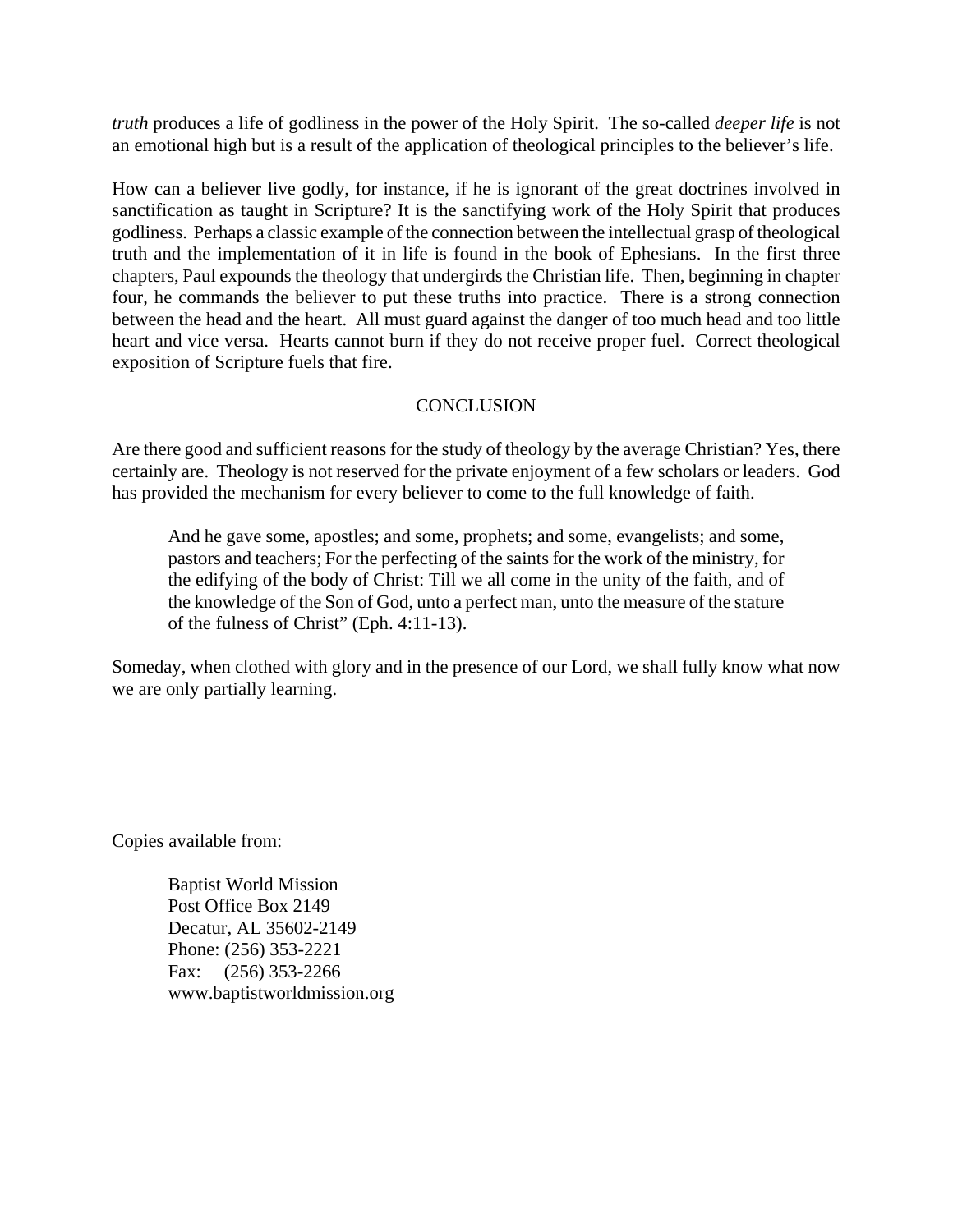*truth* produces a life of godliness in the power of the Holy Spirit. The so-called *deeper life* is not an emotional high but is a result of the application of theological principles to the believer's life.

How can a believer live godly, for instance, if he is ignorant of the great doctrines involved in sanctification as taught in Scripture? It is the sanctifying work of the Holy Spirit that produces godliness. Perhaps a classic example of the connection between the intellectual grasp of theological truth and the implementation of it in life is found in the book of Ephesians. In the first three chapters, Paul expounds the theology that undergirds the Christian life. Then, beginning in chapter four, he commands the believer to put these truths into practice. There is a strong connection between the head and the heart. All must guard against the danger of too much head and too little heart and vice versa. Hearts cannot burn if they do not receive proper fuel. Correct theological exposition of Scripture fuels that fire.

## CONCLUSION

Are there good and sufficient reasons for the study of theology by the average Christian? Yes, there certainly are. Theology is not reserved for the private enjoyment of a few scholars or leaders. God has provided the mechanism for every believer to come to the full knowledge of faith.

> And he gave some, apostles; and some, prophets; and some, evangelists; and some, pastors and teachers; For the perfecting of the saints for the work of the ministry, for the edifying of the body of Christ: Till we all come in the unity of the faith, and of the knowledge of the Son of God, unto a perfect man, unto the measure of the stature of the fulness of Christ" (Eph. 4:11-13).

Someday, when clothed with glory and in the presence of our Lord, we shall fully know what now we are only partially learning.

Copies available from:

Baptist World Mission
Post Office Box 2149
Decatur, AL 35602-2149
Phone: (256) 353-2221
Fax: (256) 353-2266
www.baptistworldmission.org